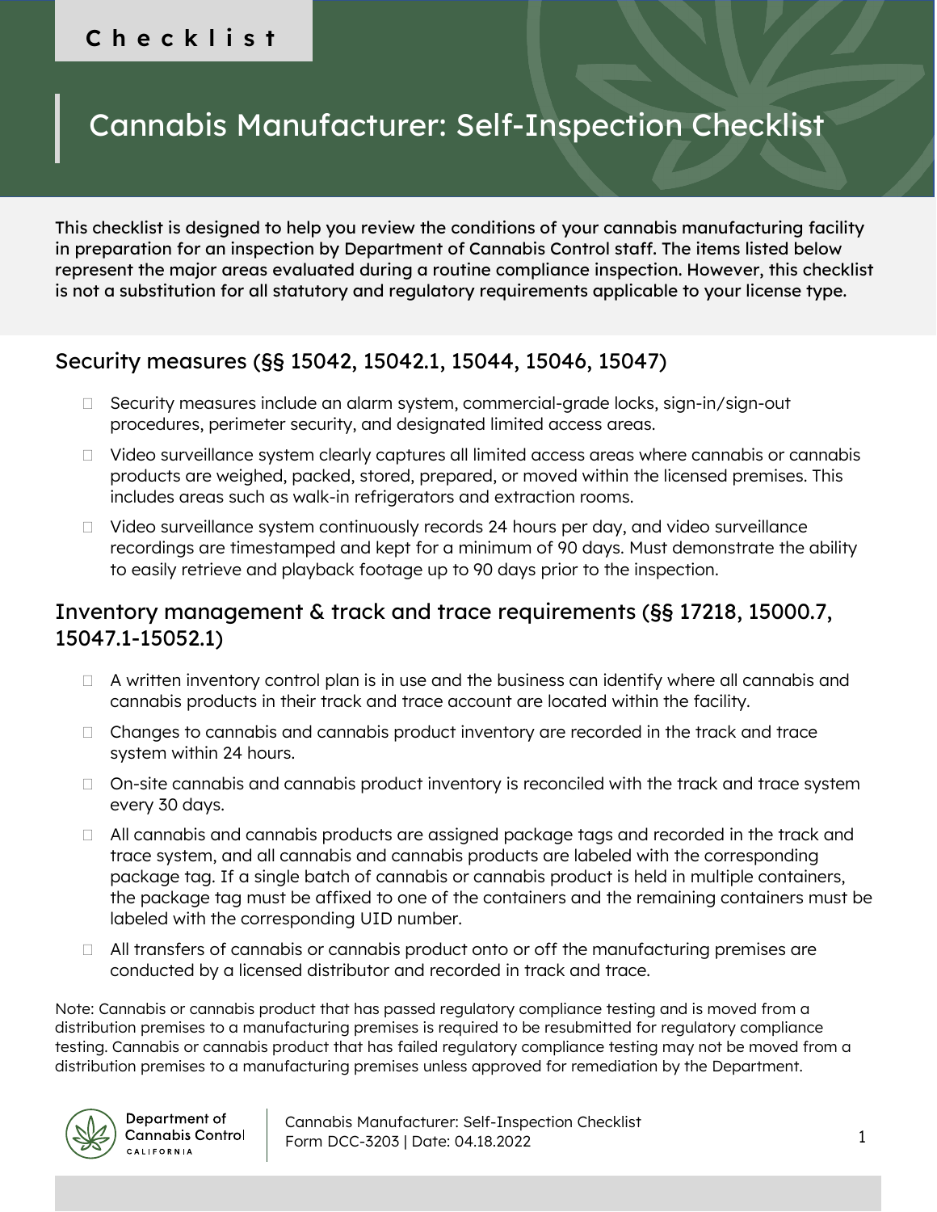Checklist

# Cannabis Manufacturer: Self-Inspection Checklist

This checklist is designed to help you review the conditions of your cannabis manufacturing facility in preparation for an inspection by Department of Cannabis Control staff. The items listed below represent the major areas evaluated during a routine compliance inspection. However, this checklist is not a substitution for all statutory and regulatory requirements applicable to your license type.

## Security measures (§§ 15042, 15042.1, 15044, 15046, 15047)

- ☐ Security measures include an alarm system, commercial-grade locks, sign-in/sign-out procedures, perimeter security, and designated limited access areas.
- ☐ Video surveillance system clearly captures all limited access areas where cannabis or cannabis products are weighed, packed, stored, prepared, or moved within the licensed premises. This includes areas such as walk-in refrigerators and extraction rooms.
- ☐ Video surveillance system continuously records 24 hours per day, and video surveillance recordings are timestamped and kept for a minimum of 90 days. Must demonstrate the ability to easily retrieve and playback footage up to 90 days prior to the inspection.

## Inventory management & track and trace requirements (§§ 17218, 15000.7, 15047.1-15052.1)

- ☐ A written inventory control plan is in use and the business can identify where all cannabis and cannabis products in their track and trace account are located within the facility.
- ☐ Changes to cannabis and cannabis product inventory are recorded in the track and trace system within 24 hours.
- ☐ On-site cannabis and cannabis product inventory is reconciled with the track and trace system every 30 days.
- ☐ All cannabis and cannabis products are assigned package tags and recorded in the track and trace system, and all cannabis and cannabis products are labeled with the corresponding package tag. If a single batch of cannabis or cannabis product is held in multiple containers, the package tag must be affixed to one of the containers and the remaining containers must be labeled with the corresponding UID number.
- ☐ All transfers of cannabis or cannabis product onto or off the manufacturing premises are conducted by a licensed distributor and recorded in track and trace.

Note: Cannabis or cannabis product that has passed regulatory compliance testing and is moved from a distribution premises to a manufacturing premises is required to be resubmitted for regulatory compliance testing. Cannabis or cannabis product that has failed regulatory compliance testing may not be moved from a distribution premises to a manufacturing premises unless approved for remediation by the Department.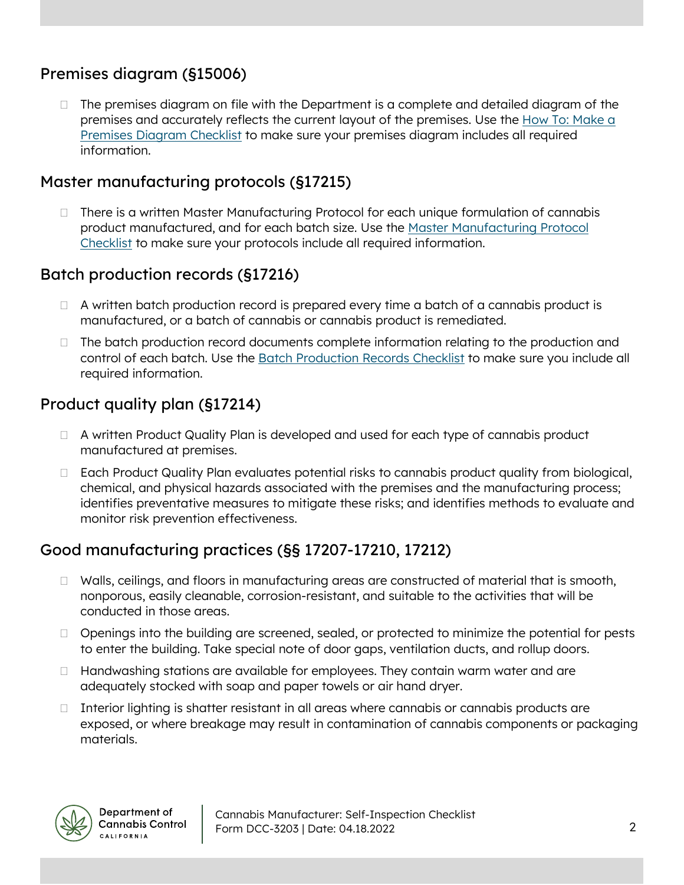## Premises diagram (§15006)

- ☐ The premises diagram on file with the Department is a complete and detailed diagram of the premises and accurately reflects the current layout of the premises. Use the How To: Make a Premises Diagram Checklist to make sure your premises diagram includes all required information.

## Master manufacturing protocols (§17215)

- ☐ There is a written Master Manufacturing Protocol for each unique formulation of cannabis product manufactured, and for each batch size. Use the Master Manufacturing Protocol Checklist to make sure your protocols include all required information.

## Batch production records (§17216)

- ☐ A written batch production record is prepared every time a batch of a cannabis product is manufactured, or a batch of cannabis or cannabis product is remediated.
- ☐ The batch production record documents complete information relating to the production and control of each batch. Use the Batch Production Records Checklist to make sure you include all required information.

## Product quality plan (§17214)

- ☐ A written Product Quality Plan is developed and used for each type of cannabis product manufactured at premises.
- ☐ Each Product Quality Plan evaluates potential risks to cannabis product quality from biological, chemical, and physical hazards associated with the premises and the manufacturing process; identifies preventative measures to mitigate these risks; and identifies methods to evaluate and monitor risk prevention effectiveness.

## Good manufacturing practices (§§ 17207-17210, 17212)

- ☐ Walls, ceilings, and floors in manufacturing areas are constructed of material that is smooth, nonporous, easily cleanable, corrosion-resistant, and suitable to the activities that will be conducted in those areas.
- ☐ Openings into the building are screened, sealed, or protected to minimize the potential for pests to enter the building. Take special note of door gaps, ventilation ducts, and rollup doors.
- ☐ Handwashing stations are available for employees. They contain warm water and are adequately stocked with soap and paper towels or air hand dryer.
- ☐ Interior lighting is shatter resistant in all areas where cannabis or cannabis products are exposed, or where breakage may result in contamination of cannabis components or packaging materials.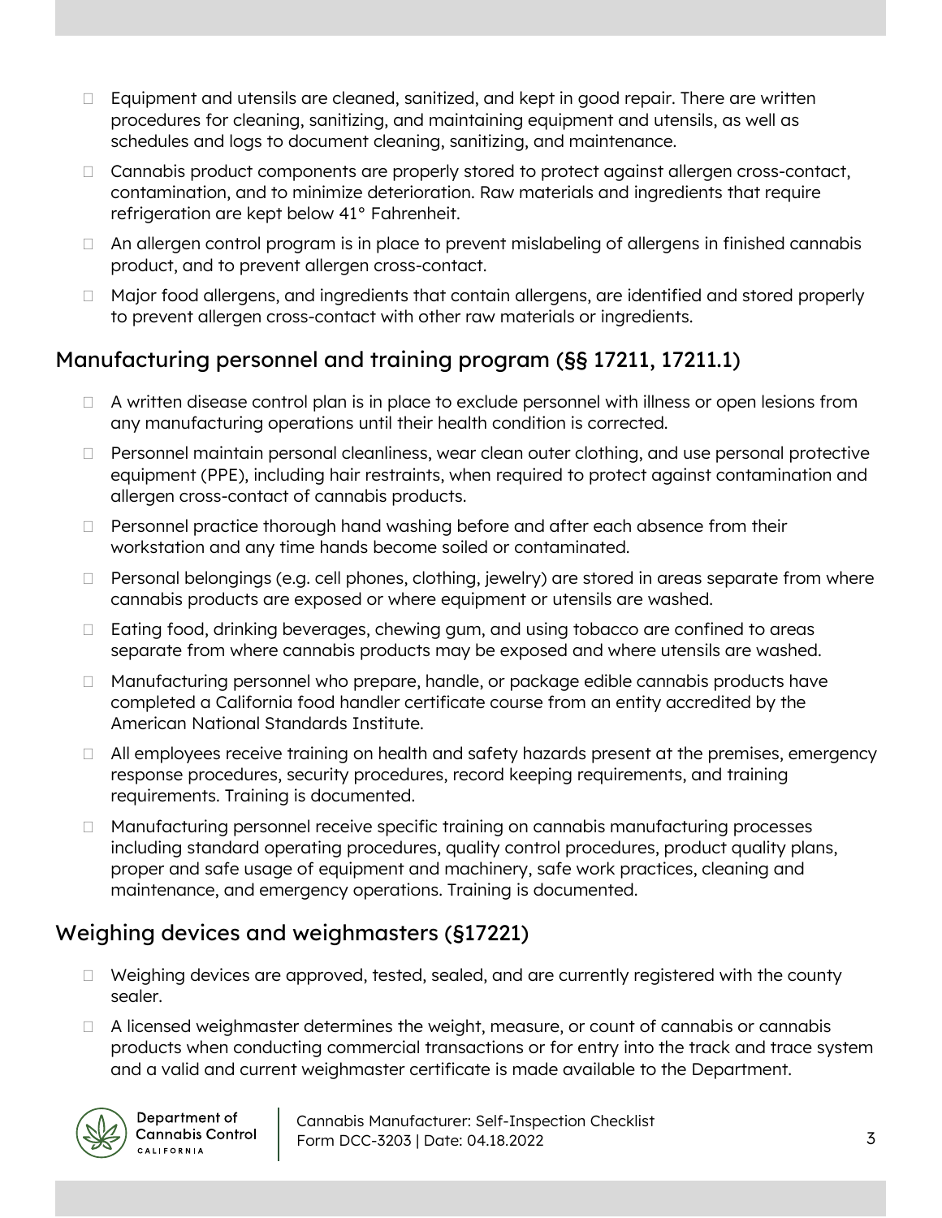- ☐ Equipment and utensils are cleaned, sanitized, and kept in good repair. There are written procedures for cleaning, sanitizing, and maintaining equipment and utensils, as well as schedules and logs to document cleaning, sanitizing, and maintenance.
- ☐ Cannabis product components are properly stored to protect against allergen cross-contact, contamination, and to minimize deterioration. Raw materials and ingredients that require refrigeration are kept below 41° Fahrenheit.
- ☐ An allergen control program is in place to prevent mislabeling of allergens in finished cannabis product, and to prevent allergen cross-contact.
- ☐ Major food allergens, and ingredients that contain allergens, are identified and stored properly to prevent allergen cross-contact with other raw materials or ingredients.

## Manufacturing personnel and training program (§§ 17211, 17211.1)

- ☐ A written disease control plan is in place to exclude personnel with illness or open lesions from any manufacturing operations until their health condition is corrected.
- ☐ Personnel maintain personal cleanliness, wear clean outer clothing, and use personal protective equipment (PPE), including hair restraints, when required to protect against contamination and allergen cross-contact of cannabis products.
- ☐ Personnel practice thorough hand washing before and after each absence from their workstation and any time hands become soiled or contaminated.
- ☐ Personal belongings (e.g. cell phones, clothing, jewelry) are stored in areas separate from where cannabis products are exposed or where equipment or utensils are washed.
- ☐ Eating food, drinking beverages, chewing gum, and using tobacco are confined to areas separate from where cannabis products may be exposed and where utensils are washed.
- ☐ Manufacturing personnel who prepare, handle, or package edible cannabis products have completed a California food handler certificate course from an entity accredited by the American National Standards Institute.
- ☐ All employees receive training on health and safety hazards present at the premises, emergency response procedures, security procedures, record keeping requirements, and training requirements. Training is documented.
- ☐ Manufacturing personnel receive specific training on cannabis manufacturing processes including standard operating procedures, quality control procedures, product quality plans, proper and safe usage of equipment and machinery, safe work practices, cleaning and maintenance, and emergency operations. Training is documented.

## Weighing devices and weighmasters (§17221)

- ☐ Weighing devices are approved, tested, sealed, and are currently registered with the county sealer.
- ☐ A licensed weighmaster determines the weight, measure, or count of cannabis or cannabis products when conducting commercial transactions or for entry into the track and trace system and a valid and current weighmaster certificate is made available to the Department.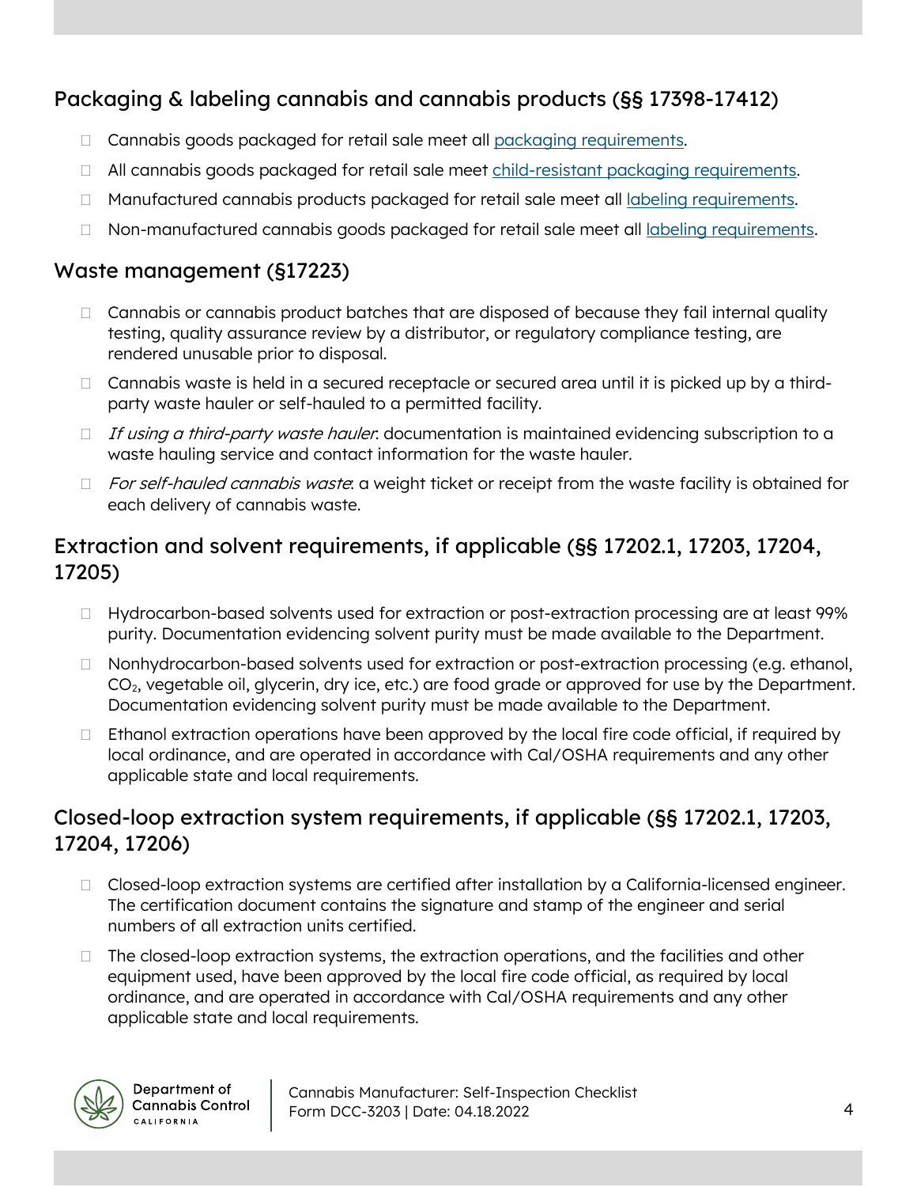## Packaging & labeling cannabis and cannabis products (§§ 17398-17412)

- ☐ Cannabis goods packaged for retail sale meet all packaging requirements.
- ☐ All cannabis goods packaged for retail sale meet child-resistant packaging requirements.
- ☐ Manufactured cannabis products packaged for retail sale meet all labeling requirements.
- ☐ Non-manufactured cannabis goods packaged for retail sale meet all labeling requirements.

## Waste management (§17223)

- ☐ Cannabis or cannabis product batches that are disposed of because they fail internal quality testing, quality assurance review by a distributor, or regulatory compliance testing, are rendered unusable prior to disposal.
- ☐ Cannabis waste is held in a secured receptacle or secured area until it is picked up by a third-party waste hauler or self-hauled to a permitted facility.
- ☐ *If using a third-party waste hauler*: documentation is maintained evidencing subscription to a waste hauling service and contact information for the waste hauler.
- ☐ *For self-hauled cannabis waste*: a weight ticket or receipt from the waste facility is obtained for each delivery of cannabis waste.

## Extraction and solvent requirements, if applicable (§§ 17202.1, 17203, 17204, 17205)

- ☐ Hydrocarbon-based solvents used for extraction or post-extraction processing are at least 99% purity. Documentation evidencing solvent purity must be made available to the Department.
- ☐ Nonhydrocarbon-based solvents used for extraction or post-extraction processing (e.g. ethanol, $CO_2$, vegetable oil, glycerin, dry ice, etc.) are food grade or approved for use by the Department. Documentation evidencing solvent purity must be made available to the Department.
- ☐ Ethanol extraction operations have been approved by the local fire code official, if required by local ordinance, and are operated in accordance with Cal/OSHA requirements and any other applicable state and local requirements.

## Closed-loop extraction system requirements, if applicable (§§ 17202.1, 17203, 17204, 17206)

- ☐ Closed-loop extraction systems are certified after installation by a California-licensed engineer. The certification document contains the signature and stamp of the engineer and serial numbers of all extraction units certified.
- ☐ The closed-loop extraction systems, the extraction operations, and the facilities and other equipment used, have been approved by the local fire code official, as required by local ordinance, and are operated in accordance with Cal/OSHA requirements and any other applicable state and local requirements.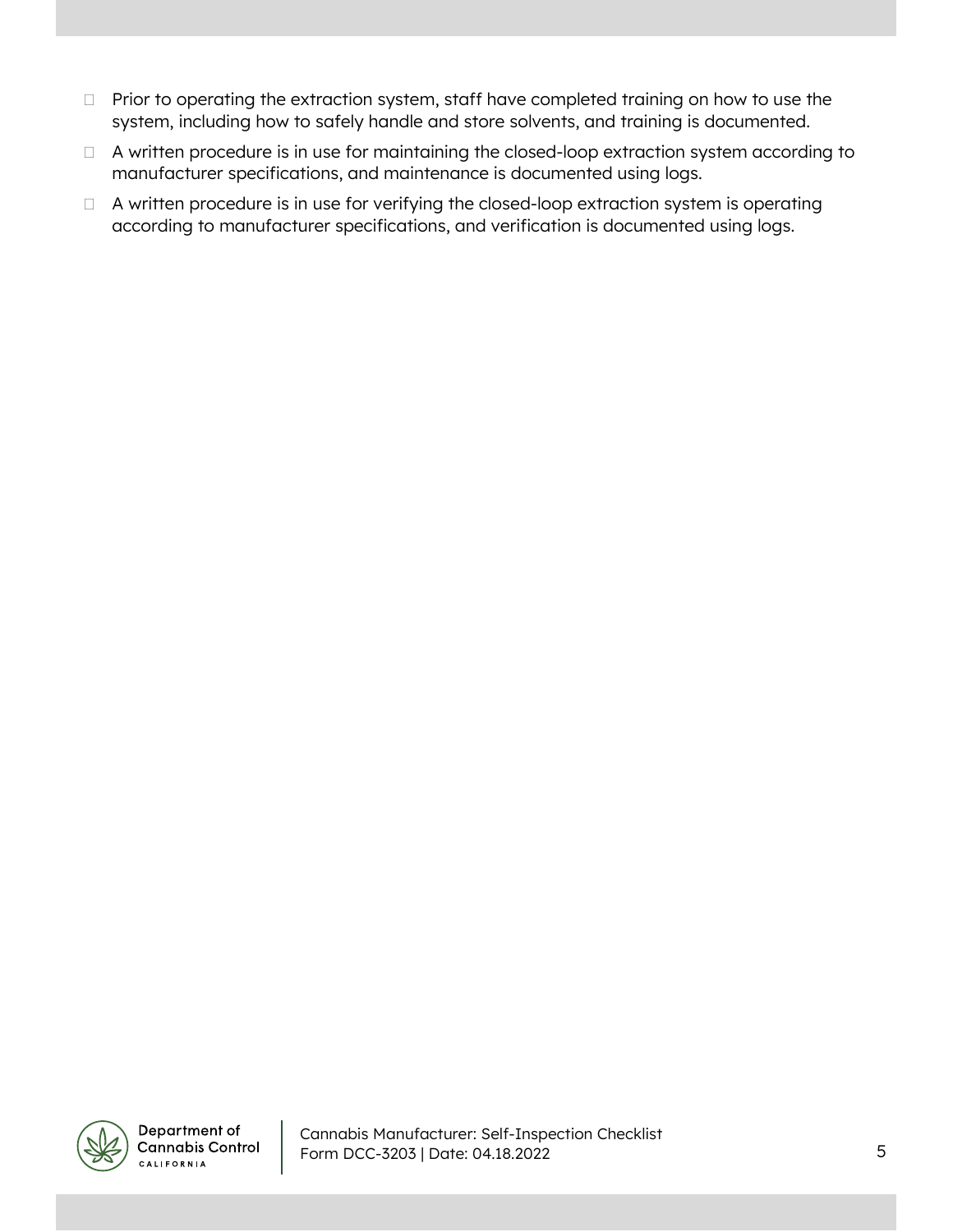- ☐ Prior to operating the extraction system, staff have completed training on how to use the system, including how to safely handle and store solvents, and training is documented.
- ☐ A written procedure is in use for maintaining the closed-loop extraction system according to manufacturer specifications, and maintenance is documented using logs.
- ☐ A written procedure is in use for verifying the closed-loop extraction system is operating according to manufacturer specifications, and verification is documented using logs.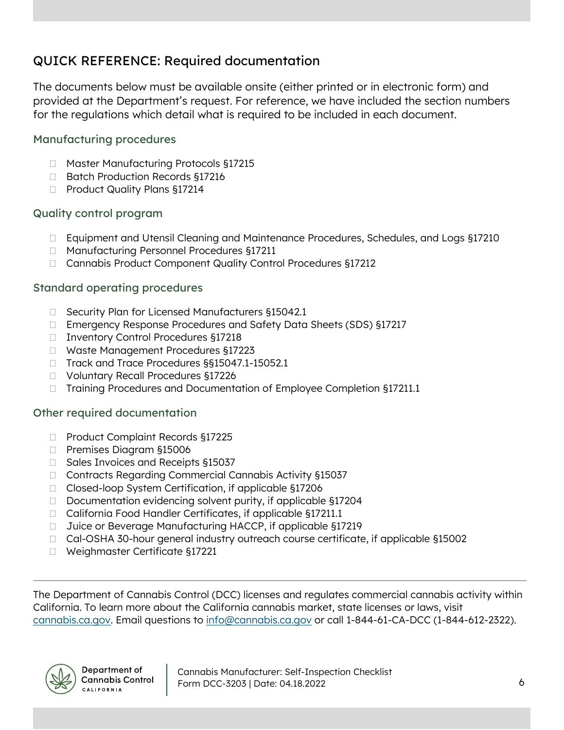## QUICK REFERENCE: Required documentation

The documents below must be available onsite (either printed or in electronic form) and provided at the Department's request. For reference, we have included the section numbers for the regulations which detail what is required to be included in each document.

### Manufacturing procedures

- ☐ Master Manufacturing Protocols §17215
- ☐ Batch Production Records §17216
- ☐ Product Quality Plans §17214

### Quality control program

- ☐ Equipment and Utensil Cleaning and Maintenance Procedures, Schedules, and Logs §17210
- ☐ Manufacturing Personnel Procedures §17211
- ☐ Cannabis Product Component Quality Control Procedures §17212

### Standard operating procedures

- ☐ Security Plan for Licensed Manufacturers §15042.1
- ☐ Emergency Response Procedures and Safety Data Sheets (SDS) §17217
- ☐ Inventory Control Procedures §17218
- ☐ Waste Management Procedures §17223
- ☐ Track and Trace Procedures §§15047.1-15052.1
- ☐ Voluntary Recall Procedures §17226
- ☐ Training Procedures and Documentation of Employee Completion §17211.1

### Other required documentation

- ☐ Product Complaint Records §17225
- ☐ Premises Diagram §15006
- ☐ Sales Invoices and Receipts §15037
- ☐ Contracts Regarding Commercial Cannabis Activity §15037
- ☐ Closed-loop System Certification, if applicable §17206
- ☐ Documentation evidencing solvent purity, if applicable §17204
- ☐ California Food Handler Certificates, if applicable §17211.1
- ☐ Juice or Beverage Manufacturing HACCP, if applicable §17219
- ☐ Cal-OSHA 30-hour general industry outreach course certificate, if applicable §15002
- ☐ Weighmaster Certificate §17221

---

The Department of Cannabis Control (DCC) licenses and regulates commercial cannabis activity within California. To learn more about the California cannabis market, state licenses or laws, visit cannabis.ca.gov. Email questions to info@cannabis.ca.gov or call 1-844-61-CA-DCC (1-844-612-2322).